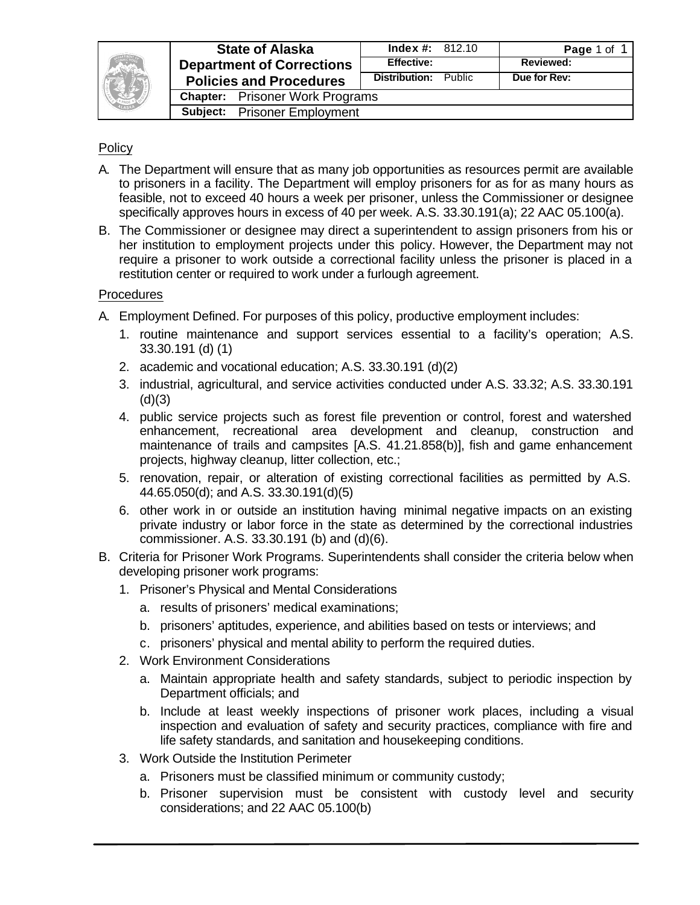| State of Alaska Department of Corrections Policies and Procedures | Index #: 812.10 | Page 1 of 1 |
|---|---|---|
| | Effective: | Reviewed: |
| | Distribution: Public | Due for Rev: |
| Chapter: Prisoner Work Programs | | |
| Subject: Prisoner Employment | | |

## Policy

A. The Department will ensure that as many job opportunities as resources permit are available to prisoners in a facility. The Department will employ prisoners for as for as many hours as feasible, not to exceed 40 hours a week per prisoner, unless the Commissioner or designee specifically approves hours in excess of 40 per week. A.S. 33.30.191(a); 22 AAC 05.100(a).

B. The Commissioner or designee may direct a superintendent to assign prisoners from his or her institution to employment projects under this policy. However, the Department may not require a prisoner to work outside a correctional facility unless the prisoner is placed in a restitution center or required to work under a furlough agreement.

## Procedures

A. Employment Defined. For purposes of this policy, productive employment includes:

1. routine maintenance and support services essential to a facility's operation; A.S. 33.30.191 (d) (1)
2. academic and vocational education; A.S. 33.30.191 (d)(2)
3. industrial, agricultural, and service activities conducted under A.S. 33.32; A.S. 33.30.191 (d)(3)
4. public service projects such as forest file prevention or control, forest and watershed enhancement, recreational area development and cleanup, construction and maintenance of trails and campsites [A.S. 41.21.858(b)], fish and game enhancement projects, highway cleanup, litter collection, etc.;
5. renovation, repair, or alteration of existing correctional facilities as permitted by A.S. 44.65.050(d); and A.S. 33.30.191(d)(5)
6. other work in or outside an institution having minimal negative impacts on an existing private industry or labor force in the state as determined by the correctional industries commissioner. A.S. 33.30.191 (b) and (d)(6).

B. Criteria for Prisoner Work Programs. Superintendents shall consider the criteria below when developing prisoner work programs:

1. Prisoner's Physical and Mental Considerations
   a. results of prisoners' medical examinations;
   b. prisoners' aptitudes, experience, and abilities based on tests or interviews; and
   c. prisoners' physical and mental ability to perform the required duties.
2. Work Environment Considerations
   a. Maintain appropriate health and safety standards, subject to periodic inspection by Department officials; and
   b. Include at least weekly inspections of prisoner work places, including a visual inspection and evaluation of safety and security practices, compliance with fire and life safety standards, and sanitation and housekeeping conditions.
3. Work Outside the Institution Perimeter
   a. Prisoners must be classified minimum or community custody;
   b. Prisoner supervision must be consistent with custody level and security considerations; and 22 AAC 05.100(b)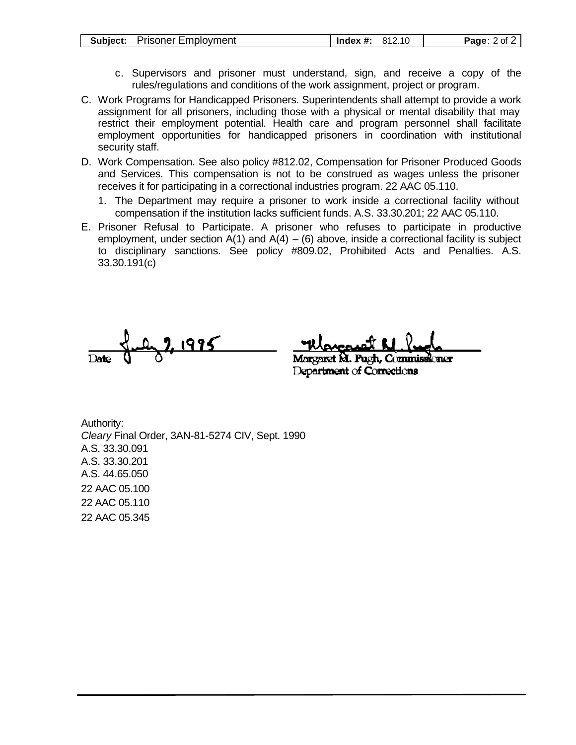c. Supervisors and prisoner must understand, sign, and receive a copy of the rules/regulations and conditions of the work assignment, project or program.

C. Work Programs for Handicapped Prisoners. Superintendents shall attempt to provide a work assignment for all prisoners, including those with a physical or mental disability that may restrict their employment potential. Health care and program personnel shall facilitate employment opportunities for handicapped prisoners in coordination with institutional security staff.

D. Work Compensation. See also policy #812.02, Compensation for Prisoner Produced Goods and Services. This compensation is not to be construed as wages unless the prisoner receives it for participating in a correctional industries program. 22 AAC 05.110.

   1. The Department may require a prisoner to work inside a correctional facility without compensation if the institution lacks sufficient funds. A.S. 33.30.201; 22 AAC 05.110.

E. Prisoner Refusal to Participate. A prisoner who refuses to participate in productive employment, under section A(1) and A(4) – (6) above, inside a correctional facility is subject to disciplinary sanctions. See policy #809.02, Prohibited Acts and Penalties. A.S. 33.30.191(c)

Date July 2, 1995

Margaret M. Pugh, Commissioner
Department of Corrections

Authority:
*Cleary* Final Order, 3AN-81-5274 CIV, Sept. 1990
A.S. 33.30.091
A.S. 33.30.201
A.S. 44.65.050
22 AAC 05.100
22 AAC 05.110
22 AAC 05.345